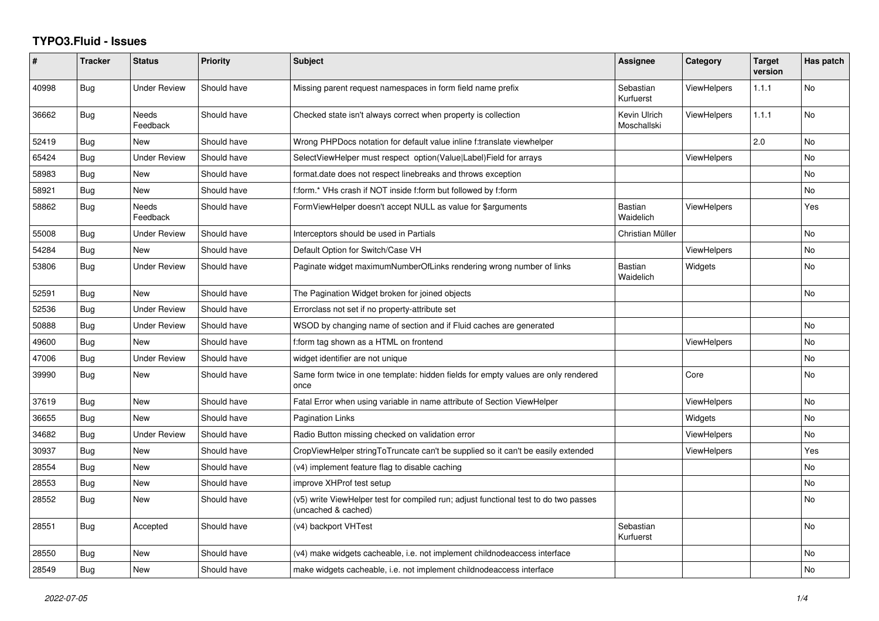# TYPO3.Fluid - Issues

| # | Tracker | Status | Priority | Subject | Assignee | Category | Target version | Has patch |
|---|---|---|---|---|---|---|---|---|
| 40998 | Bug | Under Review | Should have | Missing parent request namespaces in form field name prefix | Sebastian Kurfuerst | ViewHelpers | 1.1.1 | No |
| 36662 | Bug | Needs Feedback | Should have | Checked state isn't always correct when property is collection | Kevin Ulrich Moschallski | ViewHelpers | 1.1.1 | No |
| 52419 | Bug | New | Should have | Wrong PHPDocs notation for default value inline f:translate viewhelper | | | 2.0 | No |
| 65424 | Bug | Under Review | Should have | SelectViewHelper must respect option(Value\|Label)Field for arrays | | ViewHelpers | | No |
| 58983 | Bug | New | Should have | format.date does not respect linebreaks and throws exception | | | | No |
| 58921 | Bug | New | Should have | f:form.* VHs crash if NOT inside f:form but followed by f:form | | | | No |
| 58862 | Bug | Needs Feedback | Should have | FormViewHelper doesn't accept NULL as value for $arguments | Bastian Waidelich | ViewHelpers | | Yes |
| 55008 | Bug | Under Review | Should have | Interceptors should be used in Partials | Christian Müller | | | No |
| 54284 | Bug | New | Should have | Default Option for Switch/Case VH | | ViewHelpers | | No |
| 53806 | Bug | Under Review | Should have | Paginate widget maximumNumberOfLinks rendering wrong number of links | Bastian Waidelich | Widgets | | No |
| 52591 | Bug | New | Should have | The Pagination Widget broken for joined objects | | | | No |
| 52536 | Bug | Under Review | Should have | Errorclass not set if no property-attribute set | | | | |
| 50888 | Bug | Under Review | Should have | WSOD by changing name of section and if Fluid caches are generated | | | | No |
| 49600 | Bug | New | Should have | f:form tag shown as a HTML on frontend | | ViewHelpers | | No |
| 47006 | Bug | Under Review | Should have | widget identifier are not unique | | | | No |
| 39990 | Bug | New | Should have | Same form twice in one template: hidden fields for empty values are only rendered once | | Core | | No |
| 37619 | Bug | New | Should have | Fatal Error when using variable in name attribute of Section ViewHelper | | ViewHelpers | | No |
| 36655 | Bug | New | Should have | Pagination Links | | Widgets | | No |
| 34682 | Bug | Under Review | Should have | Radio Button missing checked on validation error | | ViewHelpers | | No |
| 30937 | Bug | New | Should have | CropViewHelper stringToTruncate can't be supplied so it can't be easily extended | | ViewHelpers | | Yes |
| 28554 | Bug | New | Should have | (v4) implement feature flag to disable caching | | | | No |
| 28553 | Bug | New | Should have | improve XHProf test setup | | | | No |
| 28552 | Bug | New | Should have | (v5) write ViewHelper test for compiled run; adjust functional test to do two passes (uncached & cached) | | | | No |
| 28551 | Bug | Accepted | Should have | (v4) backport VHTest | Sebastian Kurfuerst | | | No |
| 28550 | Bug | New | Should have | (v4) make widgets cacheable, i.e. not implement childnodeaccess interface | | | | No |
| 28549 | Bug | New | Should have | make widgets cacheable, i.e. not implement childnodeaccess interface | | | | No |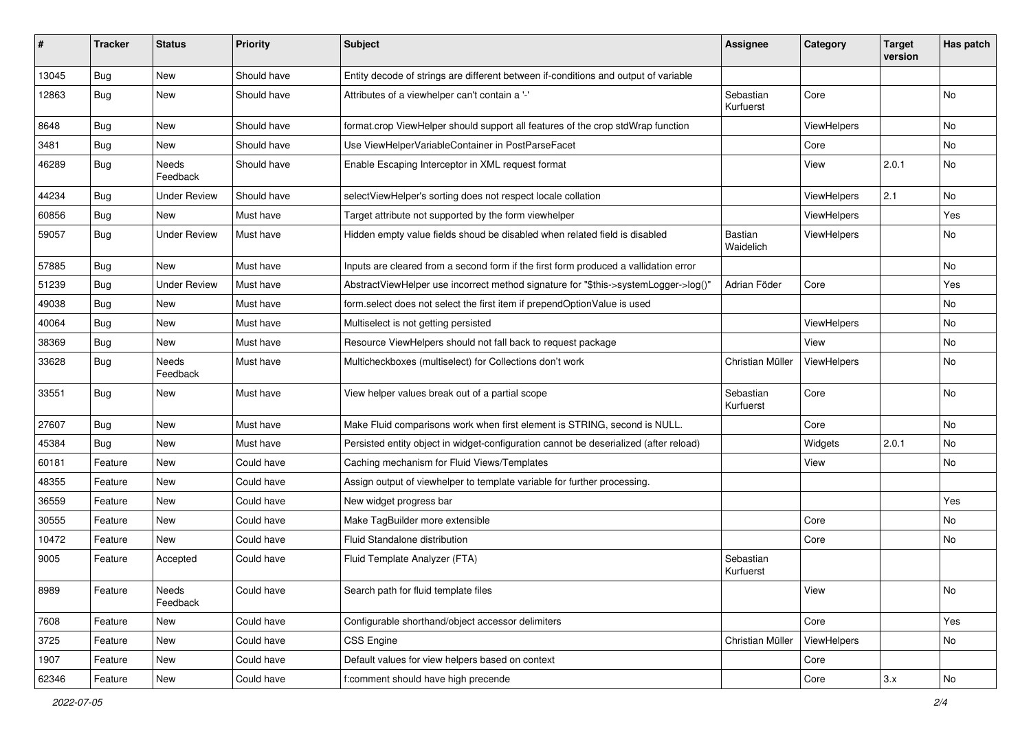| # | Tracker | Status | Priority | Subject | Assignee | Category | Target version | Has patch |
|---|---|---|---|---|---|---|---|---|
| 13045 | Bug | New | Should have | Entity decode of strings are different between if-conditions and output of variable | | | | |
| 12863 | Bug | New | Should have | Attributes of a viewhelper can't contain a '-' | Sebastian Kurfuerst | Core | | No |
| 8648 | Bug | New | Should have | format.crop ViewHelper should support all features of the crop stdWrap function | | ViewHelpers | | No |
| 3481 | Bug | New | Should have | Use ViewHelperVariableContainer in PostParseFacet | | Core | | No |
| 46289 | Bug | Needs Feedback | Should have | Enable Escaping Interceptor in XML request format | | View | 2.0.1 | No |
| 44234 | Bug | Under Review | Should have | selectViewHelper's sorting does not respect locale collation | | ViewHelpers | 2.1 | No |
| 60856 | Bug | New | Must have | Target attribute not supported by the form viewhelper | | ViewHelpers | | Yes |
| 59057 | Bug | Under Review | Must have | Hidden empty value fields shoud be disabled when related field is disabled | Bastian Waidelich | ViewHelpers | | No |
| 57885 | Bug | New | Must have | Inputs are cleared from a second form if the first form produced a vallidation error | | | | No |
| 51239 | Bug | Under Review | Must have | AbstractViewHelper use incorrect method signature for "$this->systemLogger->log()" | Adrian Föder | Core | | Yes |
| 49038 | Bug | New | Must have | form.select does not select the first item if prependOptionValue is used | | | | No |
| 40064 | Bug | New | Must have | Multiselect is not getting persisted | | ViewHelpers | | No |
| 38369 | Bug | New | Must have | Resource ViewHelpers should not fall back to request package | | View | | No |
| 33628 | Bug | Needs Feedback | Must have | Multicheckboxes (multiselect) for Collections don't work | Christian Müller | ViewHelpers | | No |
| 33551 | Bug | New | Must have | View helper values break out of a partial scope | Sebastian Kurfuerst | Core | | No |
| 27607 | Bug | New | Must have | Make Fluid comparisons work when first element is STRING, second is NULL. | | Core | | No |
| 45384 | Bug | New | Must have | Persisted entity object in widget-configuration cannot be deserialized (after reload) | | Widgets | 2.0.1 | No |
| 60181 | Feature | New | Could have | Caching mechanism for Fluid Views/Templates | | View | | No |
| 48355 | Feature | New | Could have | Assign output of viewhelper to template variable for further processing. | | | | |
| 36559 | Feature | New | Could have | New widget progress bar | | | | Yes |
| 30555 | Feature | New | Could have | Make TagBuilder more extensible | | Core | | No |
| 10472 | Feature | New | Could have | Fluid Standalone distribution | | Core | | No |
| 9005 | Feature | Accepted | Could have | Fluid Template Analyzer (FTA) | Sebastian Kurfuerst | | | |
| 8989 | Feature | Needs Feedback | Could have | Search path for fluid template files | | View | | No |
| 7608 | Feature | New | Could have | Configurable shorthand/object accessor delimiters | | Core | | Yes |
| 3725 | Feature | New | Could have | CSS Engine | Christian Müller | ViewHelpers | | No |
| 1907 | Feature | New | Could have | Default values for view helpers based on context | | Core | | |
| 62346 | Feature | New | Could have | f:comment should have high precende | | Core | 3.x | No |

*2022-07-05*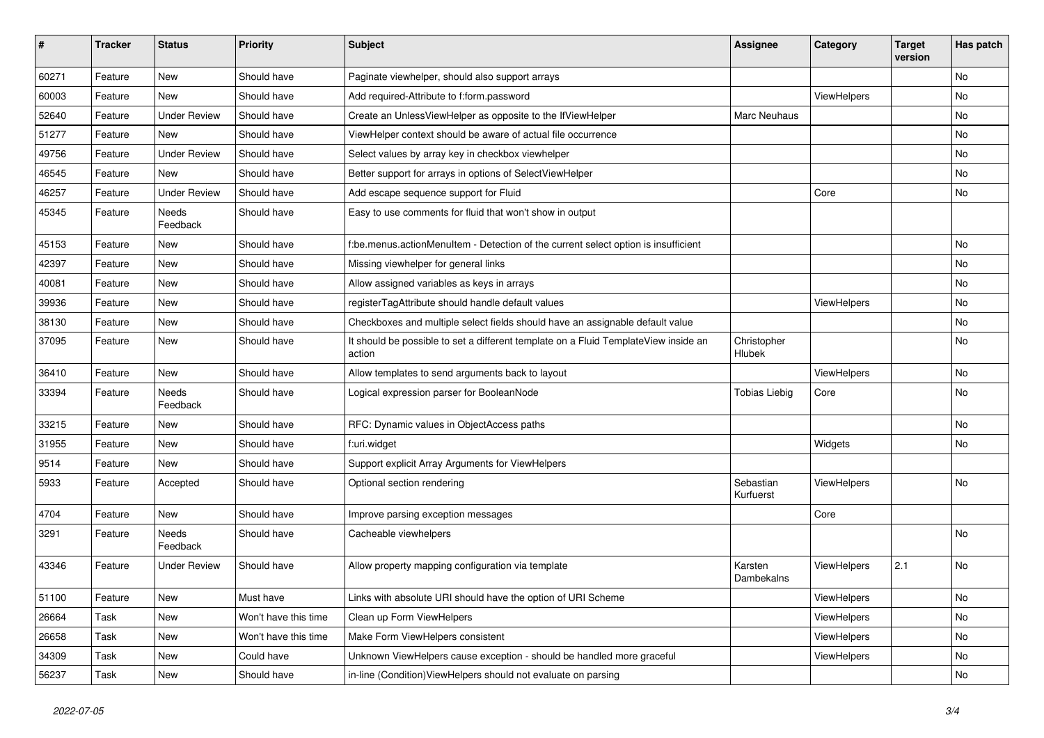| # | Tracker | Status | Priority | Subject | Assignee | Category | Target version | Has patch |
|---|---|---|---|---|---|---|---|---|
| 60271 | Feature | New | Should have | Paginate viewhelper, should also support arrays | | | | No |
| 60003 | Feature | New | Should have | Add required-Attribute to f:form.password | | ViewHelpers | | No |
| 52640 | Feature | Under Review | Should have | Create an UnlessViewHelper as opposite to the IfViewHelper | Marc Neuhaus | | | No |
| 51277 | Feature | New | Should have | ViewHelper context should be aware of actual file occurrence | | | | No |
| 49756 | Feature | Under Review | Should have | Select values by array key in checkbox viewhelper | | | | No |
| 46545 | Feature | New | Should have | Better support for arrays in options of SelectViewHelper | | | | No |
| 46257 | Feature | Under Review | Should have | Add escape sequence support for Fluid | | Core | | No |
| 45345 | Feature | Needs Feedback | Should have | Easy to use comments for fluid that won't show in output | | | | |
| 45153 | Feature | New | Should have | f:be.menus.actionMenuItem - Detection of the current select option is insufficient | | | | No |
| 42397 | Feature | New | Should have | Missing viewhelper for general links | | | | No |
| 40081 | Feature | New | Should have | Allow assigned variables as keys in arrays | | | | No |
| 39936 | Feature | New | Should have | registerTagAttribute should handle default values | | ViewHelpers | | No |
| 38130 | Feature | New | Should have | Checkboxes and multiple select fields should have an assignable default value | | | | No |
| 37095 | Feature | New | Should have | It should be possible to set a different template on a Fluid TemplateView inside an action | Christopher Hlubek | | | No |
| 36410 | Feature | New | Should have | Allow templates to send arguments back to layout | | ViewHelpers | | No |
| 33394 | Feature | Needs Feedback | Should have | Logical expression parser for BooleanNode | Tobias Liebig | Core | | No |
| 33215 | Feature | New | Should have | RFC: Dynamic values in ObjectAccess paths | | | | No |
| 31955 | Feature | New | Should have | f:uri.widget | | Widgets | | No |
| 9514 | Feature | New | Should have | Support explicit Array Arguments for ViewHelpers | | | | |
| 5933 | Feature | Accepted | Should have | Optional section rendering | Sebastian Kurfuerst | ViewHelpers | | No |
| 4704 | Feature | New | Should have | Improve parsing exception messages | | Core | | |
| 3291 | Feature | Needs Feedback | Should have | Cacheable viewhelpers | | | | No |
| 43346 | Feature | Under Review | Should have | Allow property mapping configuration via template | Karsten Dambekalns | ViewHelpers | 2.1 | No |
| 51100 | Feature | New | Must have | Links with absolute URI should have the option of URI Scheme | | ViewHelpers | | No |
| 26664 | Task | New | Won't have this time | Clean up Form ViewHelpers | | ViewHelpers | | No |
| 26658 | Task | New | Won't have this time | Make Form ViewHelpers consistent | | ViewHelpers | | No |
| 34309 | Task | New | Could have | Unknown ViewHelpers cause exception - should be handled more graceful | | ViewHelpers | | No |
| 56237 | Task | New | Should have | in-line (Condition)ViewHelpers should not evaluate on parsing | | | | No |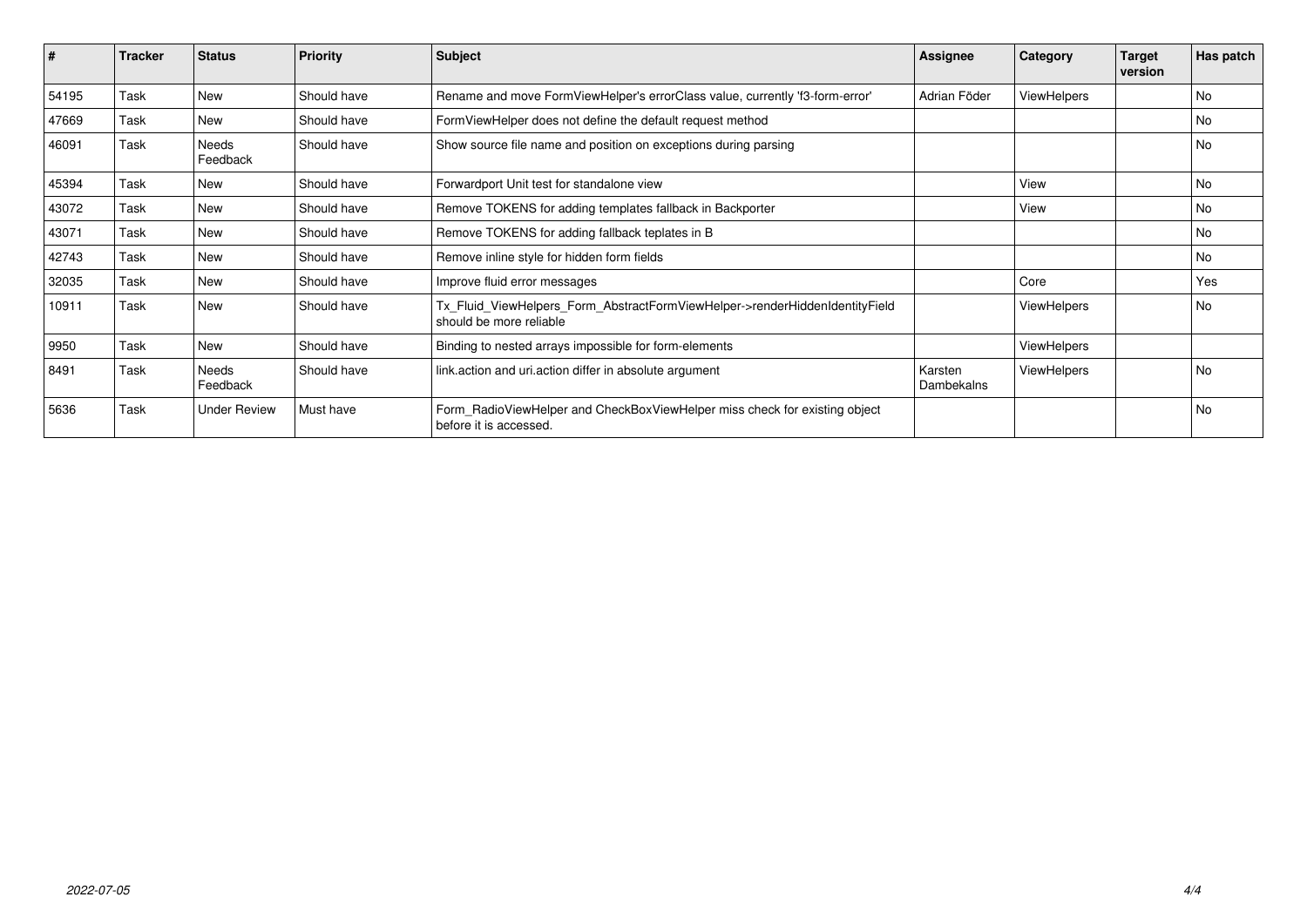| # | Tracker | Status | Priority | Subject | Assignee | Category | Target version | Has patch |
|---|---|---|---|---|---|---|---|---|
| 54195 | Task | New | Should have | Rename and move FormViewHelper's errorClass value, currently 'f3-form-error' | Adrian Föder | ViewHelpers | | No |
| 47669 | Task | New | Should have | FormViewHelper does not define the default request method | | | | No |
| 46091 | Task | Needs Feedback | Should have | Show source file name and position on exceptions during parsing | | | | No |
| 45394 | Task | New | Should have | Forwardport Unit test for standalone view | | View | | No |
| 43072 | Task | New | Should have | Remove TOKENS for adding templates fallback in Backporter | | View | | No |
| 43071 | Task | New | Should have | Remove TOKENS for adding fallback teplates in B | | | | No |
| 42743 | Task | New | Should have | Remove inline style for hidden form fields | | | | No |
| 32035 | Task | New | Should have | Improve fluid error messages | | Core | | Yes |
| 10911 | Task | New | Should have | Tx_Fluid_ViewHelpers_Form_AbstractFormViewHelper->renderHiddenIdentityField should be more reliable | | ViewHelpers | | No |
| 9950 | Task | New | Should have | Binding to nested arrays impossible for form-elements | | ViewHelpers | | |
| 8491 | Task | Needs Feedback | Should have | link.action and uri.action differ in absolute argument | Karsten Dambekalns | ViewHelpers | | No |
| 5636 | Task | Under Review | Must have | Form_RadioViewHelper and CheckBoxViewHelper miss check for existing object before it is accessed. | | | | No |

*2022-07-05*